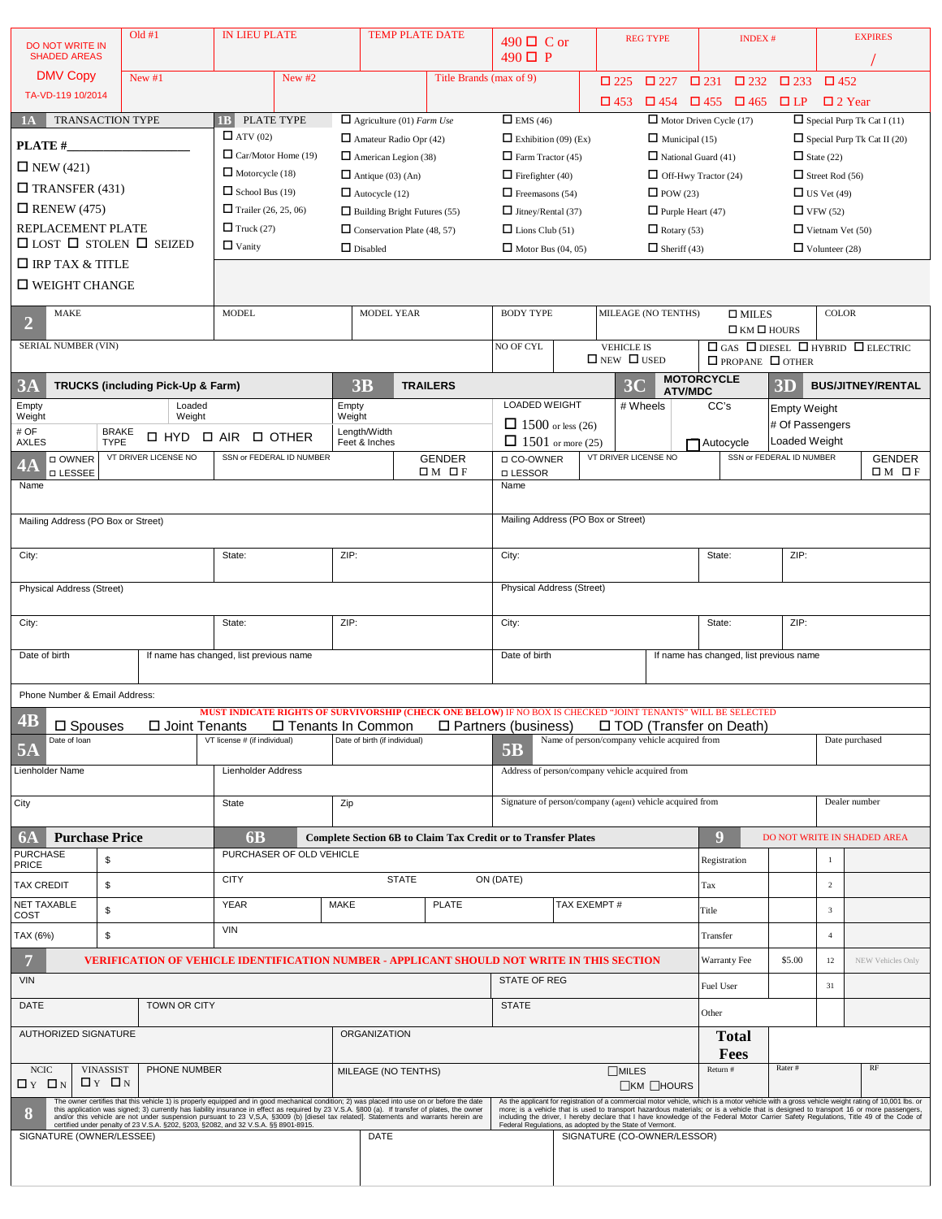DO NOT WRITE IN SHADED AREAS

DMV Copy

TA-VD-119 10/2014

| Old #1 | IN LIEU PLATE | TEMP PLATE DATE | 490 ☐ C or 490 ☐ P | REG TYPE | INDEX # | EXPIRES / |
|---|---|---|---|---|---|---|

| New #1 | New #2 | Title Brands (max of 9) | ☐ 225 ☐ 227 ☐ 231 ☐ 232 ☐ 233 ☐ 452 ☐ 453 ☐ 454 ☐ 455 ☐ 465 ☐ LP ☐ 2 Year |
|---|---|---|---|

## 1A TRANSACTION TYPE

PLATE #_______________

☐ NEW (421)

☐ TRANSFER (431)

☐ RENEW (475)

REPLACEMENT PLATE

☐ LOST ☐ STOLEN ☐ SEIZED

☐ IRP TAX & TITLE

☐ WEIGHT CHANGE

## 1B PLATE TYPE

☐ ATV (02)
☐ Car/Motor Home (19)
☐ Motorcycle (18)
☐ School Bus (19)
☐ Trailer (26, 25, 06)
☐ Truck (27)
☐ Vanity
☐ Agriculture (01) *Farm Use*
☐ Amateur Radio Opr (42)
☐ American Legion (38)
☐ Antique (03) (An)
☐ Autocycle (12)
☐ Building Bright Futures (55)
☐ Conservation Plate (48, 57)
☐ Disabled
☐ EMS (46)
☐ Exhibition (09) (Ex)
☐ Farm Tractor (45)
☐ Firefighter (40)
☐ Freemasons (54)
☐ Jitney/Rental (37)
☐ Lions Club (51)
☐ Motor Bus (04, 05)
☐ Motor Driven Cycle (17)
☐ Municipal (15)
☐ National Guard (41)
☐ Off-Hwy Tractor (24)
☐ POW (23)
☐ Purple Heart (47)
☐ Rotary (53)
☐ Sheriff (43)
☐ Special Purp Tk Cat I (11)
☐ Special Purp Tk Cat II (20)
☐ State (22)
☐ Street Rod (56)
☐ US Vet (49)
☐ VFW (52)
☐ Vietnam Vet (50)
☐ Volunteer (28)

## 2

| MAKE | MODEL | MODEL YEAR | BODY TYPE | MILEAGE (NO TENTHS) | ☐ MILES ☐ KM ☐ HOURS | COLOR |
|---|---|---|---|---|---|---|

| SERIAL NUMBER (VIN) | NO OF CYL | VEHICLE IS ☐ NEW ☐ USED | ☐ GAS ☐ DIESEL ☐ HYBRID ☐ ELECTRIC ☐ PROPANE ☐ OTHER |
|---|---|---|---|

## 3A TRUCKS (including Pick-Up & Farm)

| Empty Weight | Loaded Weight |
|---|---|
| # OF AXLES | BRAKE TYPE ☐ HYD ☐ AIR ☐ OTHER |

## 3B TRAILERS

| Empty Weight | LOADED WEIGHT ☐ 1500 or less (26) ☐ 1501 or more (25) |
|---|---|
| Length/Width Feet & Inches | |

## 3C MOTORCYCLE ATV/MDC

| # Wheels | CC's |
|---|---|
| | ☐ Autocycle |

## 3D BUS/JITNEY/RENTAL

Empty Weight

# Of Passengers

Loaded Weight

## 4A

| ☐ OWNER ☐ LESSEE | VT DRIVER LICENSE NO | SSN or FEDERAL ID NUMBER | GENDER ☐ M ☐ F | ☐ CO-OWNER ☐ LESSOR | VT DRIVER LICENSE NO | SSN or FEDERAL ID NUMBER | GENDER ☐ M ☐ F |
|---|---|---|---|---|---|---|---|
| Name | | | | Name | | | |
| Mailing Address (PO Box or Street) | | | | Mailing Address (PO Box or Street) | | | |
| City: | State: | ZIP: | | City: | State: | ZIP: | |
| Physical Address (Street) | | | | Physical Address (Street) | | | |
| City: | State: | ZIP: | | City: | State: | ZIP: | |
| Date of birth | If name has changed, list previous name | | | Date of birth | If name has changed, list previous name | | |

Phone Number & Email Address:

## 4B

MUST INDICATE RIGHTS OF SURVIVORSHIP (CHECK ONE BELOW) IF NO BOX IS CHECKED "JOINT TENANTS" WILL BE SELECTED

☐ Spouses ☐ Joint Tenants ☐ Tenants In Common ☐ Partners (business) ☐ TOD (Transfer on Death)

## 5A

| Date of loan | VT license # (if individual) | Date of birth (if individual) |
|---|---|---|
| Lienholder Name | Lienholder Address | |
| City | State | Zip |

## 5B

| Name of person/company vehicle acquired from | Date purchased |
|---|---|
| Address of person/company vehicle acquired from | |
| Signature of person/company (agent) vehicle acquired from | Dealer number |

## 6A Purchase Price

| PURCHASE PRICE | $ |
|---|---|
| TAX CREDIT | $ |
| NET TAXABLE COST | $ |
| TAX (6%) | $ |

## 6B Complete Section 6B to Claim Tax Credit or to Transfer Plates

| PURCHASER OF OLD VEHICLE | | | |
|---|---|---|---|
| CITY | STATE | ON (DATE) | |
| YEAR | MAKE | PLATE | TAX EXEMPT # |
| VIN | | | |

## 9 DO NOT WRITE IN SHADED AREA

| Item | Amount | Code | |
|---|---|---|---|
| Registration | | 1 | |
| Tax | | 2 | |
| Title | | 3 | |
| Transfer | | 4 | |
| Warranty Fee | $5.00 | 12 | NEW Vehicles Only |
| Fuel User | | 31 | |
| Other | | | |
| **Total Fees** | | | |
| Return # | Rater # | RF | |

## 7 VERIFICATION OF VEHICLE IDENTIFICATION NUMBER - APPLICANT SHOULD NOT WRITE IN THIS SECTION

| VIN | | STATE OF REG |
|---|---|---|
| DATE | TOWN OR CITY | STATE |
| AUTHORIZED SIGNATURE | ORGANIZATION | |

| NCIC ☐ Y ☐ N | VINASSIST ☐ Y ☐ N | PHONE NUMBER | MILEAGE (NO TENTHS) | ☐MILES ☐KM ☐HOURS |
|---|---|---|---|---|

## 8

The owner certifies that this vehicle 1) is properly equipped and in good mechanical condition; 2) was placed into use on or before the date this application was signed; 3) currently has liability insurance in effect as required by 23 V.S.A. §800 (a). If transfer of plates, the owner and/or this vehicle are not under suspension pursuant to 23 V,S,A, §3009 (b) [diesel tax related]. Statements and warrants herein are certified under penalty of 23 V.S.A. §202, §203, §2082, and 32 V.S.A. §§ 8901-8915.

As the applicant for registration of a commercial motor vehicle, which is a motor vehicle with a gross vehicle weight rating of 10,001 lbs. or more; is a vehicle that is used to transport hazardous materials; or is a vehicle that is designed to transport 16 or more passengers, including the driver, I hereby declare that I have knowledge of the Federal Motor Carrier Safety Regulations, Title 49 of the Code of Federal Regulations, as adopted by the State of Vermont.

| SIGNATURE (OWNER/LESSEE) | DATE | SIGNATURE (CO-OWNER/LESSOR) |
|---|---|---|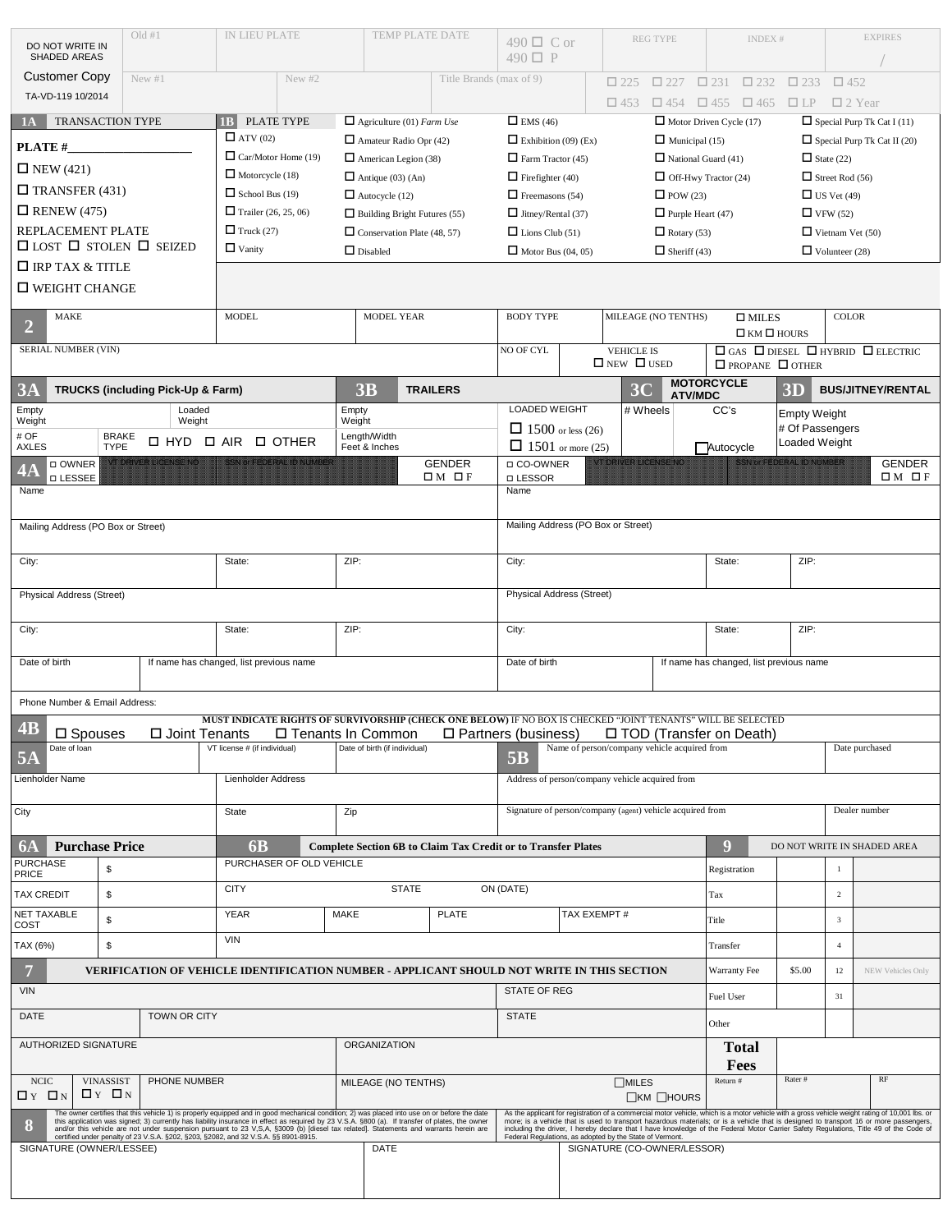DO NOT WRITE IN SHADED AREAS

**Customer Copy**

TA-VD-119 10/2014

| Old #1 | IN LIEU PLATE | TEMP PLATE DATE | 490 ☐ C or 490 ☐ P | REG TYPE | INDEX # | EXPIRES / |
|---|---|---|---|---|---|---|
| New #1 | New #2 | Title Brands (max of 9) | ☐ 225 ☐ 227 ☐ 231 ☐ 232 ☐ 233 ☐ 452 ☐ 453 ☐ 454 ☐ 455 ☐ 465 ☐ LP ☐ 2 Year | | | |

## 1A TRANSACTION TYPE

**PLATE #**____________________

- ☐ NEW (421)
- ☐ TRANSFER (431)
- ☐ RENEW (475)

REPLACEMENT PLATE
☐ LOST ☐ STOLEN ☐ SEIZED

- ☐ IRP TAX & TITLE
- ☐ WEIGHT CHANGE

## 1B PLATE TYPE

| | | | | |
|---|---|---|---|---|
| ☐ ATV (02) | ☐ Agriculture (01) *Farm Use* | ☐ EMS (46) | ☐ Motor Driven Cycle (17) | ☐ Special Purp Tk Cat I (11) |
| ☐ Car/Motor Home (19) | ☐ Amateur Radio Opr (42) | ☐ Exhibition (09) (Ex) | ☐ Municipal (15) | ☐ Special Purp Tk Cat II (20) |
| ☐ Motorcycle (18) | ☐ American Legion (38) | ☐ Farm Tractor (45) | ☐ National Guard (41) | ☐ State (22) |
| ☐ School Bus (19) | ☐ Antique (03) (An) | ☐ Firefighter (40) | ☐ Off-Hwy Tractor (24) | ☐ Street Rod (56) |
| ☐ Trailer (26, 25, 06) | ☐ Autocycle (12) | ☐ Freemasons (54) | ☐ POW (23) | ☐ US Vet (49) |
| ☐ Truck (27) | ☐ Building Bright Futures (55) | ☐ Jitney/Rental (37) | ☐ Purple Heart (47) | ☐ VFW (52) |
| ☐ Vanity | ☐ Conservation Plate (48, 57) | ☐ Lions Club (51) | ☐ Rotary (53) | ☐ Vietnam Vet (50) |
| | ☐ Disabled | ☐ Motor Bus (04, 05) | ☐ Sheriff (43) | ☐ Volunteer (28) |

## 2

| MAKE | MODEL | MODEL YEAR | BODY TYPE | MILEAGE (NO TENTHS) ☐ MILES ☐ KM ☐ HOURS | COLOR |
|---|---|---|---|---|---|
| SERIAL NUMBER (VIN) | | | NO OF CYL | VEHICLE IS ☐ NEW ☐ USED | ☐ GAS ☐ DIESEL ☐ HYBRID ☐ ELECTRIC ☐ PROPANE ☐ OTHER |

## 3A TRUCKS (including Pick-Up & Farm)

| Empty Weight | Loaded Weight |
|---|---|
| # OF AXLES | BRAKE TYPE ☐ HYD ☐ AIR ☐ OTHER |

## 3B TRAILERS

| Empty Weight | LOADED WEIGHT |
|---|---|
| Length/Width Feet & Inches | ☐ 1500 or less (26) ☐ 1501 or more (25) |

## 3C MOTORCYCLE ATV/MDC

| # Wheels | CC's |
|---|---|
| | ☐ Autocycle |

## 3D BUS/JITNEY/RENTAL

Empty Weight
\# Of Passengers
Loaded Weight

## 4A

| ☐ OWNER ☐ LESSEE | VT DRIVER LICENSE NO | SSN or FEDERAL ID NUMBER | GENDER ☐ M ☐ F | ☐ CO-OWNER ☐ LESSOR | VT DRIVER LICENSE NO | SSN or FEDERAL ID NUMBER | GENDER ☐ M ☐ F |
|---|---|---|---|---|---|---|---|
| Name | | | | Name | | | |
| Mailing Address (PO Box or Street) | | | | Mailing Address (PO Box or Street) | | | |
| City: | State: | ZIP: | | City: | State: | ZIP: | |
| Physical Address (Street) | | | | Physical Address (Street) | | | |
| City: | State: | ZIP: | | City: | State: | ZIP: | |
| Date of birth | If name has changed, list previous name | | | Date of birth | If name has changed, list previous name | | |

Phone Number & Email Address:

## 4B

**MUST INDICATE RIGHTS OF SURVIVORSHIP (CHECK ONE BELOW)** IF NO BOX IS CHECKED "JOINT TENANTS" WILL BE SELECTED

☐ Spouses ☐ Joint Tenants ☐ Tenants In Common ☐ Partners (business) ☐ TOD (Transfer on Death)

## 5A

| Date of loan | VT license # (if individual) | Date of birth (if individual) |
|---|---|---|
| Lienholder Name | Lienholder Address | |
| City | State | Zip |

## 5B

| Name of person/company vehicle acquired from | Date purchased |
|---|---|
| Address of person/company vehicle acquired from | |
| Signature of person/company (agent) vehicle acquired from | Dealer number |

## 6A Purchase Price

| | |
|---|---|
| PURCHASE PRICE | $ |
| TAX CREDIT | $ |
| NET TAXABLE COST | $ |
| TAX (6%) | $ |

## 6B Complete Section 6B to Claim Tax Credit or to Transfer Plates

| PURCHASER OF OLD VEHICLE | | | |
|---|---|---|---|
| CITY | STATE | ON (DATE) | |
| YEAR | MAKE | PLATE | TAX EXEMPT # |
| VIN | | | |

## 9 DO NOT WRITE IN SHADED AREA

| | | | |
|---|---|---|---|
| Registration | | 1 | |
| Tax | | 2 | |
| Title | | 3 | |
| Transfer | | 4 | |
| Warranty Fee | $5.00 | 12 | NEW Vehicles Only |
| Fuel User | | 31 | |
| Other | | | |
| **Total Fees** | | | |
| Return # | Rater # | | RF |

## 7 VERIFICATION OF VEHICLE IDENTIFICATION NUMBER - APPLICANT SHOULD NOT WRITE IN THIS SECTION

| VIN | | STATE OF REG |
|---|---|---|
| DATE | TOWN OR CITY | STATE |
| AUTHORIZED SIGNATURE | ORGANIZATION | |
| NCIC ☐ Y ☐ N / VINASSIST ☐ Y ☐ N / PHONE NUMBER | MILEAGE (NO TENTHS) ☐ MILES ☐ KM ☐ HOURS | |

## 8

The owner certifies that this vehicle 1) is properly equipped and in good mechanical condition; 2) was placed into use on or before the date this application was signed; 3) currently has liability insurance in effect as required by 23 V.S.A. §800 (a). If transfer of plates, the owner and/or this vehicle are not under suspension pursuant to 23 V,S,A, §3009 (b) [diesel tax related]. Statements and warrants herein are certified under penalty of 23 V.S.A. §202, §203, §2082, and 32 V.S.A. §§ 8901-8915.

As the applicant for registration of a commercial motor vehicle, which is a motor vehicle with a gross vehicle weight rating of 10,001 lbs. or more; is a vehicle that is used to transport hazardous materials; or is a vehicle that is designed to transport 16 or more passengers, including the driver, I hereby declare that I have knowledge of the Federal Motor Carrier Safety Regulations, Title 49 of the Code of Federal Regulations, as adopted by the State of Vermont.

| SIGNATURE (OWNER/LESSEE) | DATE | SIGNATURE (CO-OWNER/LESSOR) |
|---|---|---|
| | | |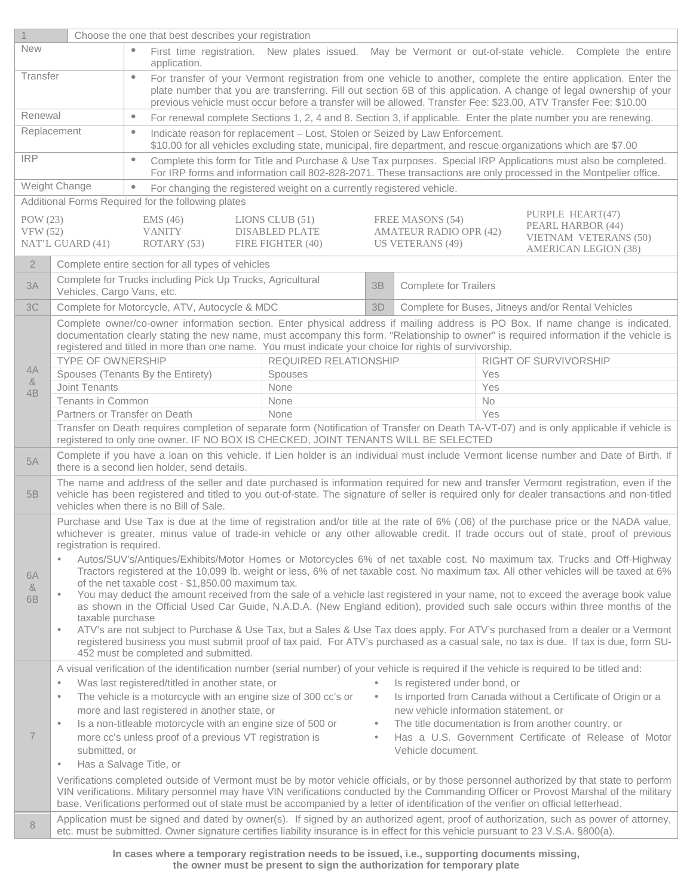| 1 | Choose the one that best describes your registration |
|---|---|
| New | • First time registration. New plates issued. May be Vermont or out-of-state vehicle. Complete the entire application. |
| Transfer | • For transfer of your Vermont registration from one vehicle to another, complete the entire application. Enter the plate number that you are transferring. Fill out section 6B of this application. A change of legal ownership of your previous vehicle must occur before a transfer will be allowed. Transfer Fee: $23.00, ATV Transfer Fee: $10.00 |
| Renewal | • For renewal complete Sections 1, 2, 4 and 8. Section 3, if applicable. Enter the plate number you are renewing. |
| Replacement | • Indicate reason for replacement – Lost, Stolen or Seized by Law Enforcement. $10.00 for all vehicles excluding state, municipal, fire department, and rescue organizations which are $7.00 |
| IRP | • Complete this form for Title and Purchase & Use Tax purposes. Special IRP Applications must also be completed. For IRP forms and information call 802-828-2071. These transactions are only processed in the Montpelier office. |
| Weight Change | • For changing the registered weight on a currently registered vehicle. |

Additional Forms Required for the following plates

| | | | | |
|---|---|---|---|---|
| POW (23) | EMS (46) | LIONS CLUB (51) | FREE MASONS (54) | PURPLE HEART(47) |
| VFW (52) | VANITY | DISABLED PLATE | AMATEUR RADIO OPR (42) | PEARL HARBOR (44) |
| NAT'L GUARD (41) | ROTARY (53) | FIRE FIGHTER (40) | US VETERANS (49) | VIETNAM VETERANS (50) |
| | | | | AMERICAN LEGION (38) |

| | | | |
|---|---|---|---|
| 2 | Complete entire section for all types of vehicles | | |
| 3A | Complete for Trucks including Pick Up Trucks, Agricultural Vehicles, Cargo Vans, etc. | 3B | Complete for Trailers |
| 3C | Complete for Motorcycle, ATV, Autocycle & MDC | 3D | Complete for Buses, Jitneys and/or Rental Vehicles |

**4A & 4B**

Complete owner/co-owner information section. Enter physical address if mailing address is PO Box. If name change is indicated, documentation clearly stating the new name, must accompany this form. "Relationship to owner" is required information if the vehicle is registered and titled in more than one name. You must indicate your choice for rights of survivorship.

| TYPE OF OWNERSHIP | REQUIRED RELATIONSHIP | RIGHT OF SURVIVORSHIP |
|---|---|---|
| Spouses (Tenants By the Entirety) | Spouses | Yes |
| Joint Tenants | None | Yes |
| Tenants in Common | None | No |
| Partners or Transfer on Death | None | Yes |

Transfer on Death requires completion of separate form (Notification of Transfer on Death TA-VT-07) and is only applicable if vehicle is registered to only one owner. IF NO BOX IS CHECKED, JOINT TENANTS WILL BE SELECTED

**5A**

Complete if you have a loan on this vehicle. If Lien holder is an individual must include Vermont license number and Date of Birth. If there is a second lien holder, send details.

**5B**

The name and address of the seller and date purchased is information required for new and transfer Vermont registration, even if the vehicle has been registered and titled to you out-of-state. The signature of seller is required only for dealer transactions and non-titled vehicles when there is no Bill of Sale.

**6A & 6B**

Purchase and Use Tax is due at the time of registration and/or title at the rate of 6% (.06) of the purchase price or the NADA value, whichever is greater, minus value of trade-in vehicle or any other allowable credit. If trade occurs out of state, proof of previous registration is required.

- Autos/SUV's/Antiques/Exhibits/Motor Homes or Motorcycles 6% of net taxable cost. No maximum tax. Trucks and Off-Highway Tractors registered at the 10,099 lb. weight or less, 6% of net taxable cost. No maximum tax. All other vehicles will be taxed at 6% of the net taxable cost - $1,850.00 maximum tax.
- You may deduct the amount received from the sale of a vehicle last registered in your name, not to exceed the average book value as shown in the Official Used Car Guide, N.A.D.A. (New England edition), provided such sale occurs within three months of the taxable purchase
- ATV's are not subject to Purchase & Use Tax, but a Sales & Use Tax does apply. For ATV's purchased from a dealer or a Vermont registered business you must submit proof of tax paid. For ATV's purchased as a casual sale, no tax is due. If tax is due, form SU-452 must be completed and submitted.

**7**

A visual verification of the identification number (serial number) of your vehicle is required if the vehicle is required to be titled and:

- Was last registered/titled in another state, or
- The vehicle is a motorcycle with an engine size of 300 cc's or more and last registered in another state, or
- Is a non-titleable motorcycle with an engine size of 500 or more cc's unless proof of a previous VT registration is submitted, or
- Has a Salvage Title, or
- Is registered under bond, or
- Is imported from Canada without a Certificate of Origin or a new vehicle information statement, or
- The title documentation is from another country, or
- Has a U.S. Government Certificate of Release of Motor Vehicle document.

Verifications completed outside of Vermont must be by motor vehicle officials, or by those personnel authorized by that state to perform VIN verifications. Military personnel may have VIN verifications conducted by the Commanding Officer or Provost Marshal of the military base. Verifications performed out of state must be accompanied by a letter of identification of the verifier on official letterhead.

**8**

Application must be signed and dated by owner(s). If signed by an authorized agent, proof of authorization, such as power of attorney, etc. must be submitted. Owner signature certifies liability insurance is in effect for this vehicle pursuant to 23 V.S.A. §800(a).

**In cases where a temporary registration needs to be issued, i.e., supporting documents missing, the owner must be present to sign the authorization for temporary plate**